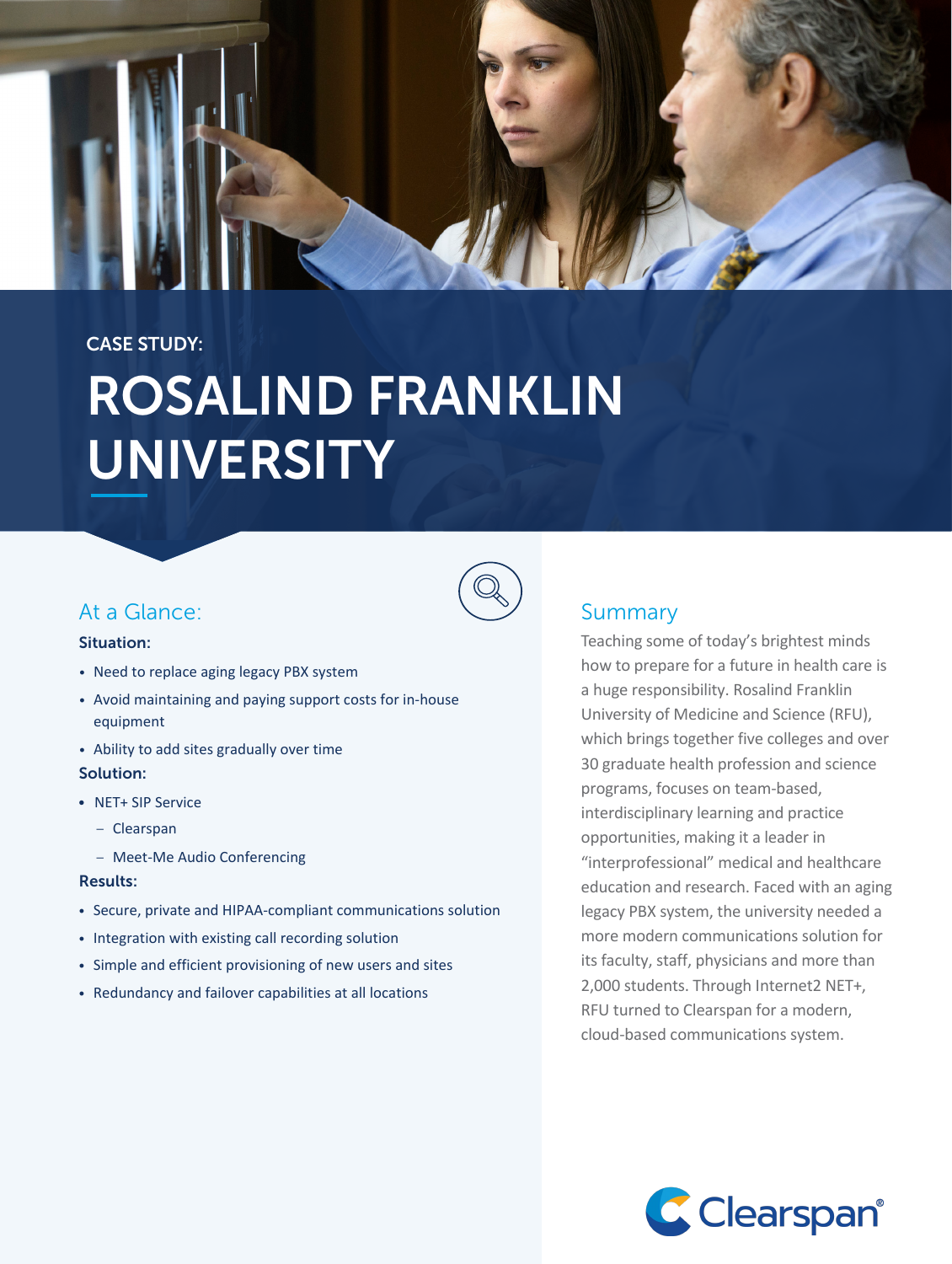CASE STUDY:

# ROSALIND FRANKLIN UNIVERSITY

## At a Glance:

**Situation:**

- Need to replace aging legacy PBX system
- Avoid maintaining and paying support costs for in-house equipment
- Ability to add sites gradually over time

**Solution:**

- NET+ SIP Service
  - Clearspan
  - Meet-Me Audio Conferencing

**Results:**

- Secure, private and HIPAA-compliant communications solution
- Integration with existing call recording solution
- Simple and efficient provisioning of new users and sites
- Redundancy and failover capabilities at all locations

## Summary

Teaching some of today's brightest minds how to prepare for a future in health care is a huge responsibility. Rosalind Franklin University of Medicine and Science (RFU), which brings together five colleges and over 30 graduate health profession and science programs, focuses on team-based, interdisciplinary learning and practice opportunities, making it a leader in "interprofessional" medical and healthcare education and research. Faced with an aging legacy PBX system, the university needed a more modern communications solution for its faculty, staff, physicians and more than 2,000 students. Through Internet2 NET+, RFU turned to Clearspan for a modern, cloud-based communications system.

Clearspan®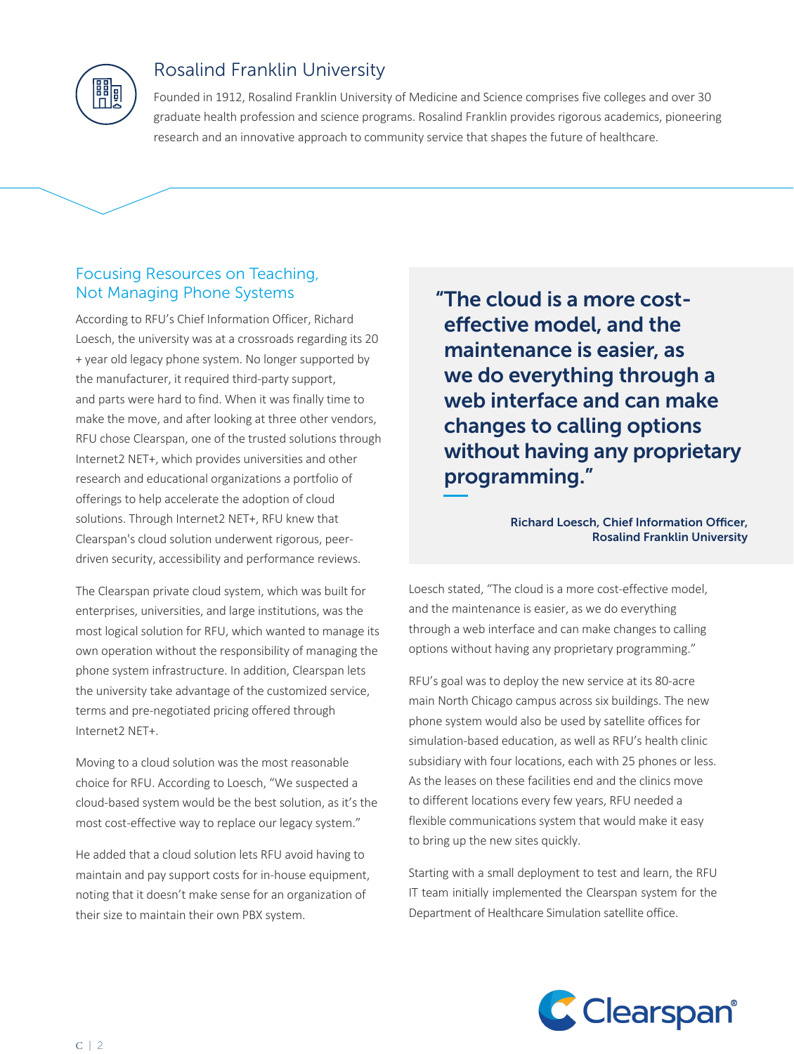## Rosalind Franklin University

Founded in 1912, Rosalind Franklin University of Medicine and Science comprises five colleges and over 30 graduate health profession and science programs. Rosalind Franklin provides rigorous academics, pioneering research and an innovative approach to community service that shapes the future of healthcare.

### Focusing Resources on Teaching, Not Managing Phone Systems

According to RFU's Chief Information Officer, Richard Loesch, the university was at a crossroads regarding its 20 + year old legacy phone system. No longer supported by the manufacturer, it required third-party support, and parts were hard to find. When it was finally time to make the move, and after looking at three other vendors, RFU chose Clearspan, one of the trusted solutions through Internet2 NET+, which provides universities and other research and educational organizations a portfolio of offerings to help accelerate the adoption of cloud solutions. Through Internet2 NET+, RFU knew that Clearspan's cloud solution underwent rigorous, peer-driven security, accessibility and performance reviews.

The Clearspan private cloud system, which was built for enterprises, universities, and large institutions, was the most logical solution for RFU, which wanted to manage its own operation without the responsibility of managing the phone system infrastructure. In addition, Clearspan lets the university take advantage of the customized service, terms and pre-negotiated pricing offered through Internet2 NET+.

Moving to a cloud solution was the most reasonable choice for RFU. According to Loesch, "We suspected a cloud-based system would be the best solution, as it's the most cost-effective way to replace our legacy system."

He added that a cloud solution lets RFU avoid having to maintain and pay support costs for in-house equipment, noting that it doesn't make sense for an organization of their size to maintain their own PBX system.

> **"The cloud is a more cost-effective model, and the maintenance is easier, as we do everything through a web interface and can make changes to calling options without having any proprietary programming."**
>
> **Richard Loesch, Chief Information Officer, Rosalind Franklin University**

Loesch stated, "The cloud is a more cost-effective model, and the maintenance is easier, as we do everything through a web interface and can make changes to calling options without having any proprietary programming."

RFU's goal was to deploy the new service at its 80-acre main North Chicago campus across six buildings. The new phone system would also be used by satellite offices for simulation-based education, as well as RFU's health clinic subsidiary with four locations, each with 25 phones or less. As the leases on these facilities end and the clinics move to different locations every few years, RFU needed a flexible communications system that would make it easy to bring up the new sites quickly.

Starting with a small deployment to test and learn, the RFU IT team initially implemented the Clearspan system for the Department of Healthcare Simulation satellite office.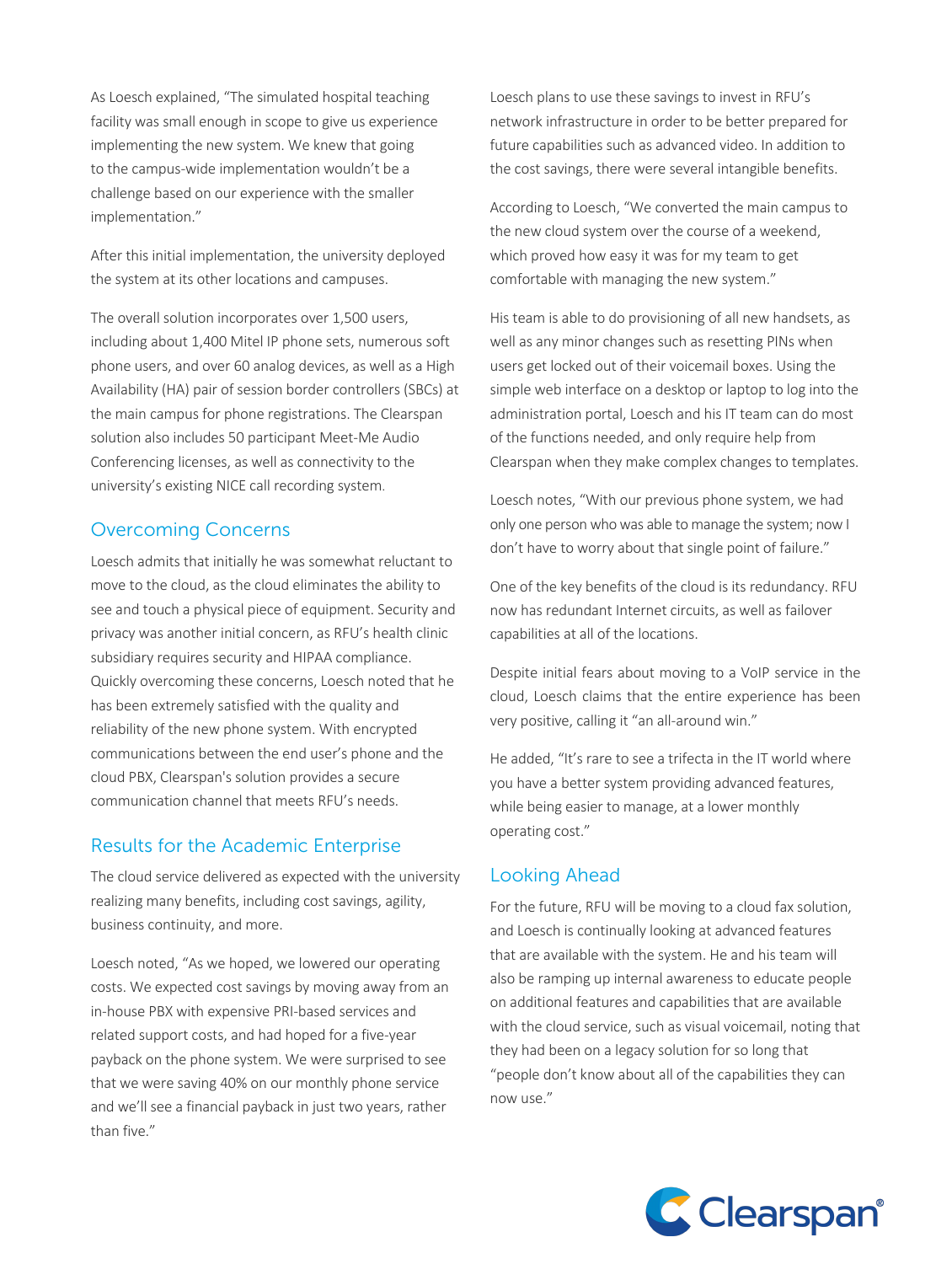As Loesch explained, "The simulated hospital teaching facility was small enough in scope to give us experience implementing the new system. We knew that going to the campus-wide implementation wouldn't be a challenge based on our experience with the smaller implementation."

After this initial implementation, the university deployed the system at its other locations and campuses.

The overall solution incorporates over 1,500 users, including about 1,400 Mitel IP phone sets, numerous soft phone users, and over 60 analog devices, as well as a High Availability (HA) pair of session border controllers (SBCs) at the main campus for phone registrations. The Clearspan solution also includes 50 participant Meet-Me Audio Conferencing licenses, as well as connectivity to the university's existing NICE call recording system.

## Overcoming Concerns

Loesch admits that initially he was somewhat reluctant to move to the cloud, as the cloud eliminates the ability to see and touch a physical piece of equipment. Security and privacy was another initial concern, as RFU's health clinic subsidiary requires security and HIPAA compliance. Quickly overcoming these concerns, Loesch noted that he has been extremely satisfied with the quality and reliability of the new phone system. With encrypted communications between the end user's phone and the cloud PBX, Clearspan's solution provides a secure communication channel that meets RFU's needs.

## Results for the Academic Enterprise

The cloud service delivered as expected with the university realizing many benefits, including cost savings, agility, business continuity, and more.

Loesch noted, "As we hoped, we lowered our operating costs. We expected cost savings by moving away from an in-house PBX with expensive PRI-based services and related support costs, and had hoped for a five-year payback on the phone system. We were surprised to see that we were saving 40% on our monthly phone service and we'll see a financial payback in just two years, rather than five."

Loesch plans to use these savings to invest in RFU's network infrastructure in order to be better prepared for future capabilities such as advanced video. In addition to the cost savings, there were several intangible benefits.

According to Loesch, "We converted the main campus to the new cloud system over the course of a weekend, which proved how easy it was for my team to get comfortable with managing the new system."

His team is able to do provisioning of all new handsets, as well as any minor changes such as resetting PINs when users get locked out of their voicemail boxes. Using the simple web interface on a desktop or laptop to log into the administration portal, Loesch and his IT team can do most of the functions needed, and only require help from Clearspan when they make complex changes to templates.

Loesch notes, "With our previous phone system, we had only one person who was able to manage the system; now I don't have to worry about that single point of failure."

One of the key benefits of the cloud is its redundancy. RFU now has redundant Internet circuits, as well as failover capabilities at all of the locations.

Despite initial fears about moving to a VoIP service in the cloud, Loesch claims that the entire experience has been very positive, calling it "an all-around win."

He added, "It's rare to see a trifecta in the IT world where you have a better system providing advanced features, while being easier to manage, at a lower monthly operating cost."

## Looking Ahead

For the future, RFU will be moving to a cloud fax solution, and Loesch is continually looking at advanced features that are available with the system. He and his team will also be ramping up internal awareness to educate people on additional features and capabilities that are available with the cloud service, such as visual voicemail, noting that they had been on a legacy solution for so long that "people don't know about all of the capabilities they can now use."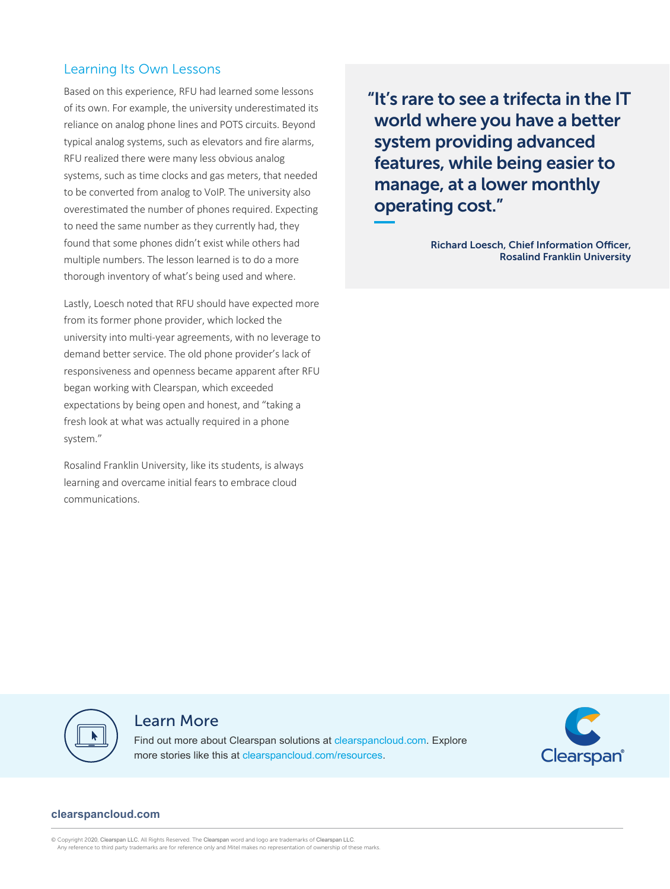## Learning Its Own Lessons

Based on this experience, RFU had learned some lessons of its own. For example, the university underestimated its reliance on analog phone lines and POTS circuits. Beyond typical analog systems, such as elevators and fire alarms, RFU realized there were many less obvious analog systems, such as time clocks and gas meters, that needed to be converted from analog to VoIP. The university also overestimated the number of phones required. Expecting to need the same number as they currently had, they found that some phones didn't exist while others had multiple numbers. The lesson learned is to do a more thorough inventory of what's being used and where.

Lastly, Loesch noted that RFU should have expected more from its former phone provider, which locked the university into multi-year agreements, with no leverage to demand better service. The old phone provider's lack of responsiveness and openness became apparent after RFU began working with Clearspan, which exceeded expectations by being open and honest, and "taking a fresh look at what was actually required in a phone system."

Rosalind Franklin University, like its students, is always learning and overcame initial fears to embrace cloud communications.

> **"It's rare to see a trifecta in the IT world where you have a better system providing advanced features, while being easier to manage, at a lower monthly operating cost."**
>
> **Richard Loesch, Chief Information Officer, Rosalind Franklin University**

### Learn More

Find out more about Clearspan solutions at clearspancloud.com. Explore more stories like this at clearspancloud.com/resources.

Clearspan®

**clearspancloud.com**

© Copyright 2020, Clearspan LLC. All Rights Reserved. The Clearspan word and logo are trademarks of Clearspan LLC.
Any reference to third party trademarks are for reference only and Mitel makes no representation of ownership of these marks.